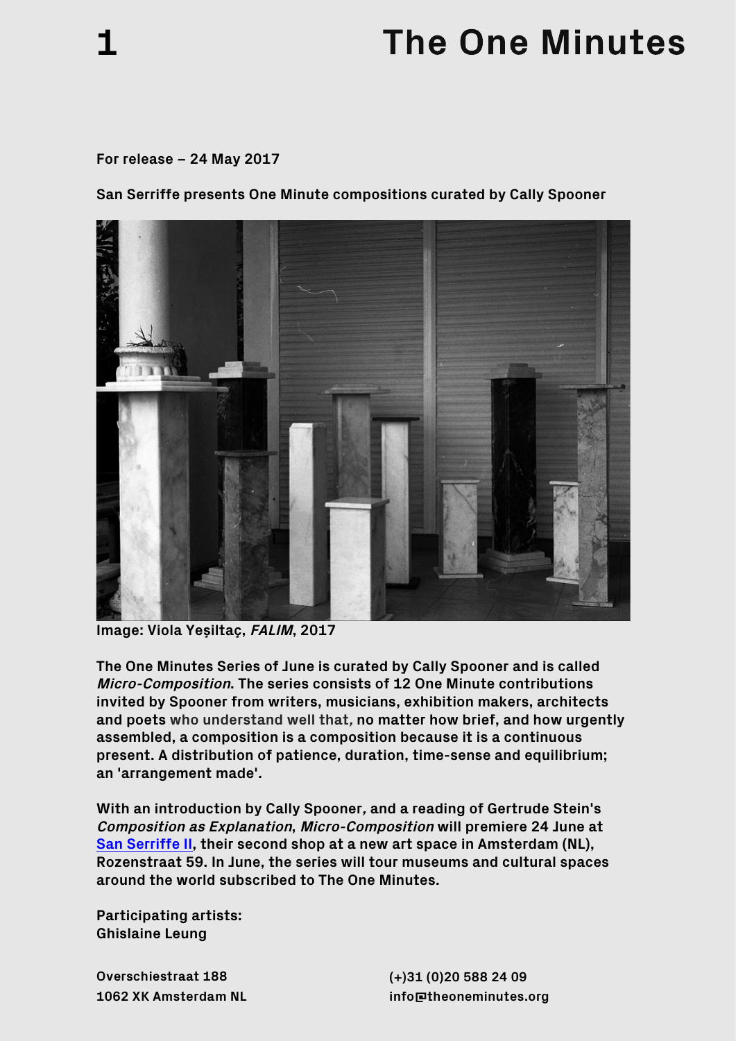# The One Minutes

**For release – 24 May 2017**

**San Serriffe presents One Minute compositions curated by Cally Spooner**

**Image: Viola Yeşiltaç, *FALIM*, 2017**

**The One Minutes Series of June is curated by Cally Spooner and is called *Micro-Composition*. The series consists of 12 One Minute contributions invited by Spooner from writers, musicians, exhibition makers, architects and poets who understand well that, no matter how brief, and how urgently assembled, a composition is a composition because it is a continuous present. A distribution of patience, duration, time-sense and equilibrium; an 'arrangement made'.**

**With an introduction by Cally Spooner, and a reading of Gertrude Stein's *Composition as Explanation*, *Micro-Composition* will premiere 24 June at San Serriffe II, their second shop at a new art space in Amsterdam (NL), Rozenstraat 59. In June, the series will tour museums and cultural spaces around the world subscribed to The One Minutes.**

**Participating artists:**
**Ghislaine Leung**

**Overschiestraat 188**
**1062 XK Amsterdam NL**

**(+)31 (0)20 588 24 09**
**info@theoneminutes.org**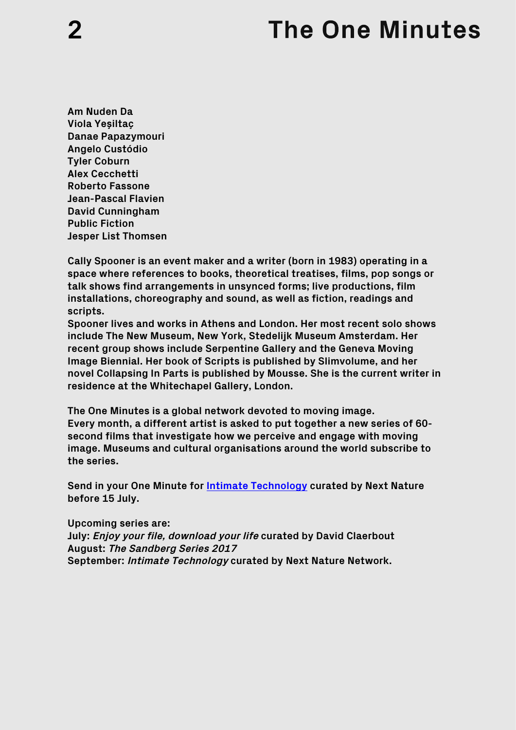# The One Minutes

**Am Nuden Da**
**Viola Yeşiltaç**
**Danae Papazymouri**
**Angelo Custódio**
**Tyler Coburn**
**Alex Cecchetti**
**Roberto Fassone**
**Jean-Pascal Flavien**
**David Cunningham**
**Public Fiction**
**Jesper List Thomsen**

**Cally Spooner is an event maker and a writer (born in 1983) operating in a space where references to books, theoretical treatises, films, pop songs or talk shows find arrangements in unsynced forms; live productions, film installations, choreography and sound, as well as fiction, readings and scripts.**
**Spooner lives and works in Athens and London. Her most recent solo shows include The New Museum, New York, Stedelijk Museum Amsterdam. Her recent group shows include Serpentine Gallery and the Geneva Moving Image Biennial. Her book of Scripts is published by Slimvolume, and her novel Collapsing In Parts is published by Mousse. She is the current writer in residence at the Whitechapel Gallery, London.**

**The One Minutes is a global network devoted to moving image. Every month, a different artist is asked to put together a new series of 60-second films that investigate how we perceive and engage with moving image. Museums and cultural organisations around the world subscribe to the series.**

**Send in your One Minute for Intimate Technology curated by Next Nature before 15 July.**

**Upcoming series are:**
**July: *Enjoy your file, download your life* curated by David Claerbout**
**August: *The Sandberg Series 2017***
**September: *Intimate Technology* curated by Next Nature Network.**